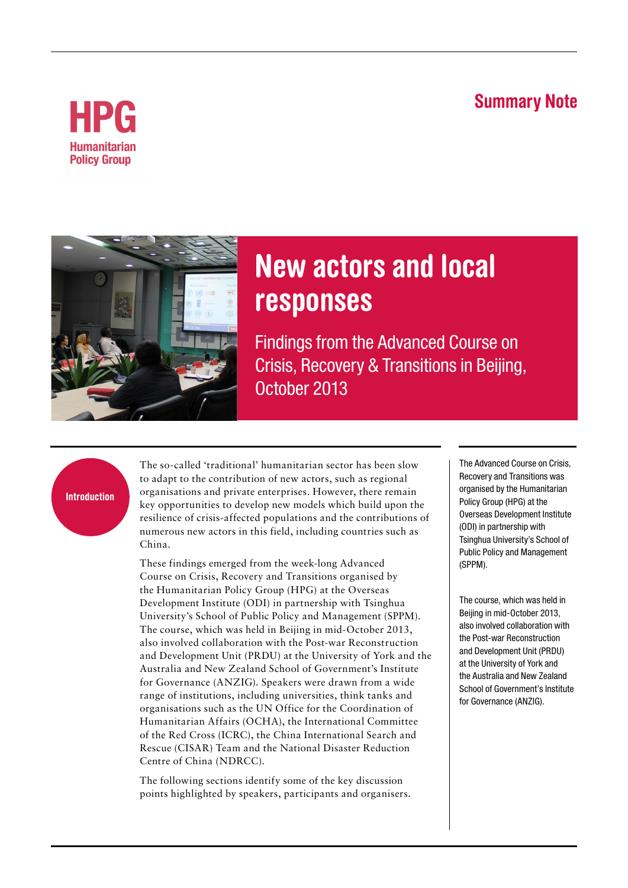HPG
Humanitarian Policy Group

Summary Note

# New actors and local responses

## Findings from the Advanced Course on Crisis, Recovery & Transitions in Beijing, October 2013

### Introduction

The so-called 'traditional' humanitarian sector has been slow to adapt to the contribution of new actors, such as regional organisations and private enterprises. However, there remain key opportunities to develop new models which build upon the resilience of crisis-affected populations and the contributions of numerous new actors in this field, including countries such as China.

These findings emerged from the week-long Advanced Course on Crisis, Recovery and Transitions organised by the Humanitarian Policy Group (HPG) at the Overseas Development Institute (ODI) in partnership with Tsinghua University's School of Public Policy and Management (SPPM). The course, which was held in Beijing in mid-October 2013, also involved collaboration with the Post-war Reconstruction and Development Unit (PRDU) at the University of York and the Australia and New Zealand School of Government's Institute for Governance (ANZIG). Speakers were drawn from a wide range of institutions, including universities, think tanks and organisations such as the UN Office for the Coordination of Humanitarian Affairs (OCHA), the International Committee of the Red Cross (ICRC), the China International Search and Rescue (CISAR) Team and the National Disaster Reduction Centre of China (NDRCC).

The following sections identify some of the key discussion points highlighted by speakers, participants and organisers.

The Advanced Course on Crisis, Recovery and Transitions was organised by the Humanitarian Policy Group (HPG) at the Overseas Development Institute (ODI) in partnership with Tsinghua University's School of Public Policy and Management (SPPM).

The course, which was held in Beijing in mid-October 2013, also involved collaboration with the Post-war Reconstruction and Development Unit (PRDU) at the University of York and the Australia and New Zealand School of Government's Institute for Governance (ANZIG).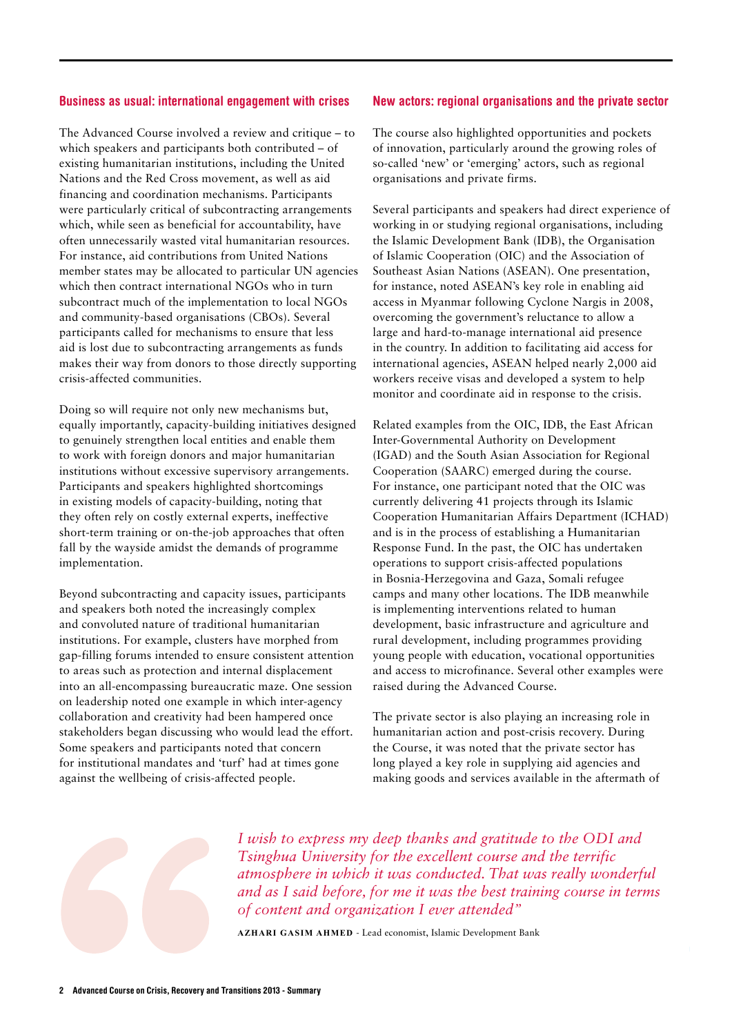## Business as usual: international engagement with crises

The Advanced Course involved a review and critique – to which speakers and participants both contributed – of existing humanitarian institutions, including the United Nations and the Red Cross movement, as well as aid financing and coordination mechanisms. Participants were particularly critical of subcontracting arrangements which, while seen as beneficial for accountability, have often unnecessarily wasted vital humanitarian resources. For instance, aid contributions from United Nations member states may be allocated to particular UN agencies which then contract international NGOs who in turn subcontract much of the implementation to local NGOs and community-based organisations (CBOs). Several participants called for mechanisms to ensure that less aid is lost due to subcontracting arrangements as funds makes their way from donors to those directly supporting crisis-affected communities.

Doing so will require not only new mechanisms but, equally importantly, capacity-building initiatives designed to genuinely strengthen local entities and enable them to work with foreign donors and major humanitarian institutions without excessive supervisory arrangements. Participants and speakers highlighted shortcomings in existing models of capacity-building, noting that they often rely on costly external experts, ineffective short-term training or on-the-job approaches that often fall by the wayside amidst the demands of programme implementation.

Beyond subcontracting and capacity issues, participants and speakers both noted the increasingly complex and convoluted nature of traditional humanitarian institutions. For example, clusters have morphed from gap-filling forums intended to ensure consistent attention to areas such as protection and internal displacement into an all-encompassing bureaucratic maze. One session on leadership noted one example in which inter-agency collaboration and creativity had been hampered once stakeholders began discussing who would lead the effort. Some speakers and participants noted that concern for institutional mandates and 'turf' had at times gone against the wellbeing of crisis-affected people.

## New actors: regional organisations and the private sector

The course also highlighted opportunities and pockets of innovation, particularly around the growing roles of so-called 'new' or 'emerging' actors, such as regional organisations and private firms.

Several participants and speakers had direct experience of working in or studying regional organisations, including the Islamic Development Bank (IDB), the Organisation of Islamic Cooperation (OIC) and the Association of Southeast Asian Nations (ASEAN). One presentation, for instance, noted ASEAN's key role in enabling aid access in Myanmar following Cyclone Nargis in 2008, overcoming the government's reluctance to allow a large and hard-to-manage international aid presence in the country. In addition to facilitating aid access for international agencies, ASEAN helped nearly 2,000 aid workers receive visas and developed a system to help monitor and coordinate aid in response to the crisis.

Related examples from the OIC, IDB, the East African Inter-Governmental Authority on Development (IGAD) and the South Asian Association for Regional Cooperation (SAARC) emerged during the course. For instance, one participant noted that the OIC was currently delivering 41 projects through its Islamic Cooperation Humanitarian Affairs Department (ICHAD) and is in the process of establishing a Humanitarian Response Fund. In the past, the OIC has undertaken operations to support crisis-affected populations in Bosnia-Herzegovina and Gaza, Somali refugee camps and many other locations. The IDB meanwhile is implementing interventions related to human development, basic infrastructure and agriculture and rural development, including programmes providing young people with education, vocational opportunities and access to microfinance. Several other examples were raised during the Advanced Course.

The private sector is also playing an increasing role in humanitarian action and post-crisis recovery. During the Course, it was noted that the private sector has long played a key role in supplying aid agencies and making goods and services available in the aftermath of

> *I wish to express my deep thanks and gratitude to the ODI and Tsinghua University for the excellent course and the terrific atmosphere in which it was conducted. That was really wonderful and as I said before, for me it was the best training course in terms of content and organization I ever attended"*
>
> **AZHARI GASIM AHMED** - Lead economist, Islamic Development Bank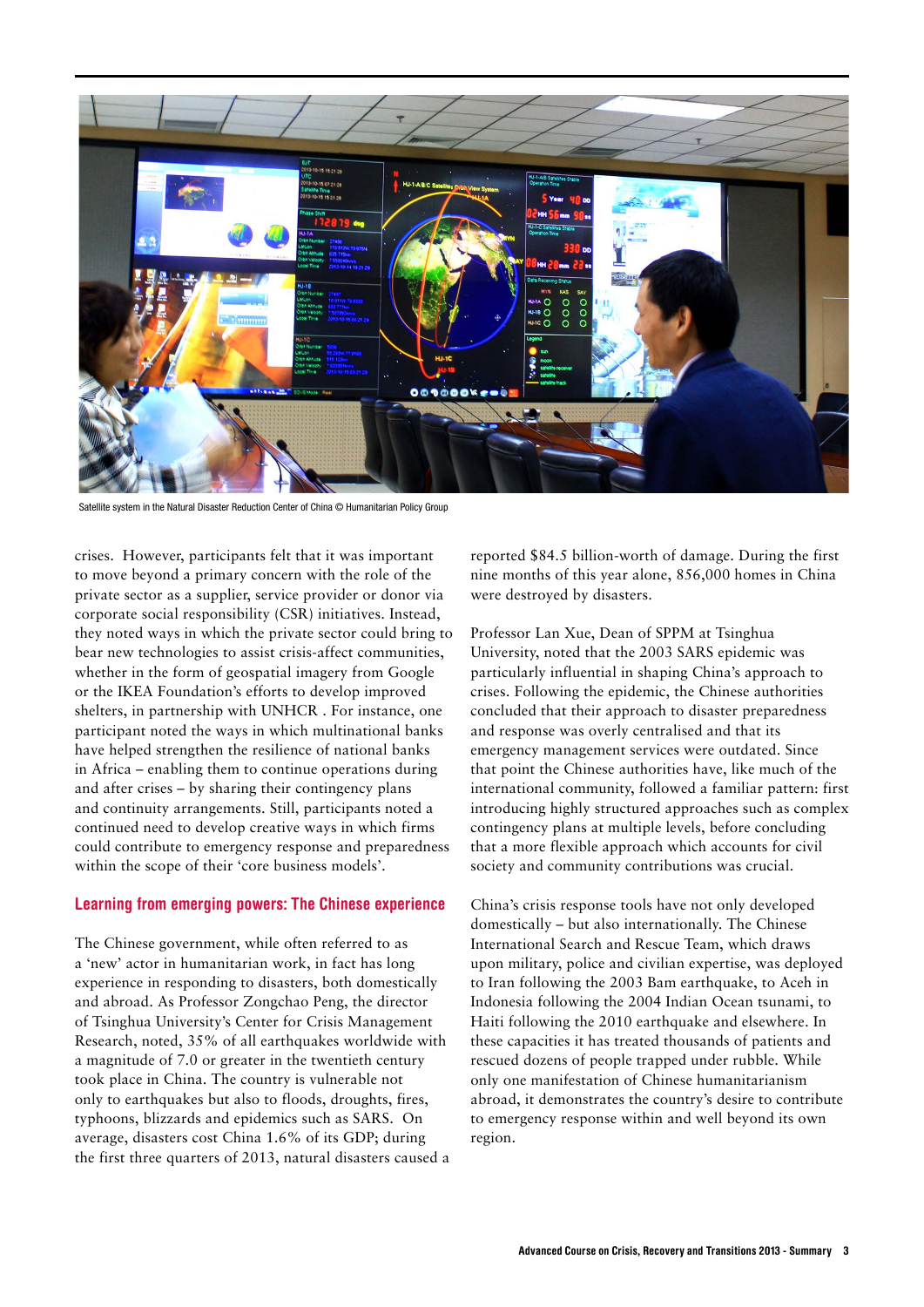Satellite system in the Natural Disaster Reduction Center of China © Humanitarian Policy Group

crises. However, participants felt that it was important to move beyond a primary concern with the role of the private sector as a supplier, service provider or donor via corporate social responsibility (CSR) initiatives. Instead, they noted ways in which the private sector could bring to bear new technologies to assist crisis-affect communities, whether in the form of geospatial imagery from Google or the IKEA Foundation's efforts to develop improved shelters, in partnership with UNHCR . For instance, one participant noted the ways in which multinational banks have helped strengthen the resilience of national banks in Africa – enabling them to continue operations during and after crises – by sharing their contingency plans and continuity arrangements. Still, participants noted a continued need to develop creative ways in which firms could contribute to emergency response and preparedness within the scope of their 'core business models'.

## Learning from emerging powers: The Chinese experience

The Chinese government, while often referred to as a 'new' actor in humanitarian work, in fact has long experience in responding to disasters, both domestically and abroad. As Professor Zongchao Peng, the director of Tsinghua University's Center for Crisis Management Research, noted, 35% of all earthquakes worldwide with a magnitude of 7.0 or greater in the twentieth century took place in China. The country is vulnerable not only to earthquakes but also to floods, droughts, fires, typhoons, blizzards and epidemics such as SARS. On average, disasters cost China 1.6% of its GDP; during the first three quarters of 2013, natural disasters caused a reported $84.5 billion-worth of damage. During the first nine months of this year alone, 856,000 homes in China were destroyed by disasters.

Professor Lan Xue, Dean of SPPM at Tsinghua University, noted that the 2003 SARS epidemic was particularly influential in shaping China's approach to crises. Following the epidemic, the Chinese authorities concluded that their approach to disaster preparedness and response was overly centralised and that its emergency management services were outdated. Since that point the Chinese authorities have, like much of the international community, followed a familiar pattern: first introducing highly structured approaches such as complex contingency plans at multiple levels, before concluding that a more flexible approach which accounts for civil society and community contributions was crucial.

China's crisis response tools have not only developed domestically – but also internationally. The Chinese International Search and Rescue Team, which draws upon military, police and civilian expertise, was deployed to Iran following the 2003 Bam earthquake, to Aceh in Indonesia following the 2004 Indian Ocean tsunami, to Haiti following the 2010 earthquake and elsewhere. In these capacities it has treated thousands of patients and rescued dozens of people trapped under rubble. While only one manifestation of Chinese humanitarianism abroad, it demonstrates the country's desire to contribute to emergency response within and well beyond its own region.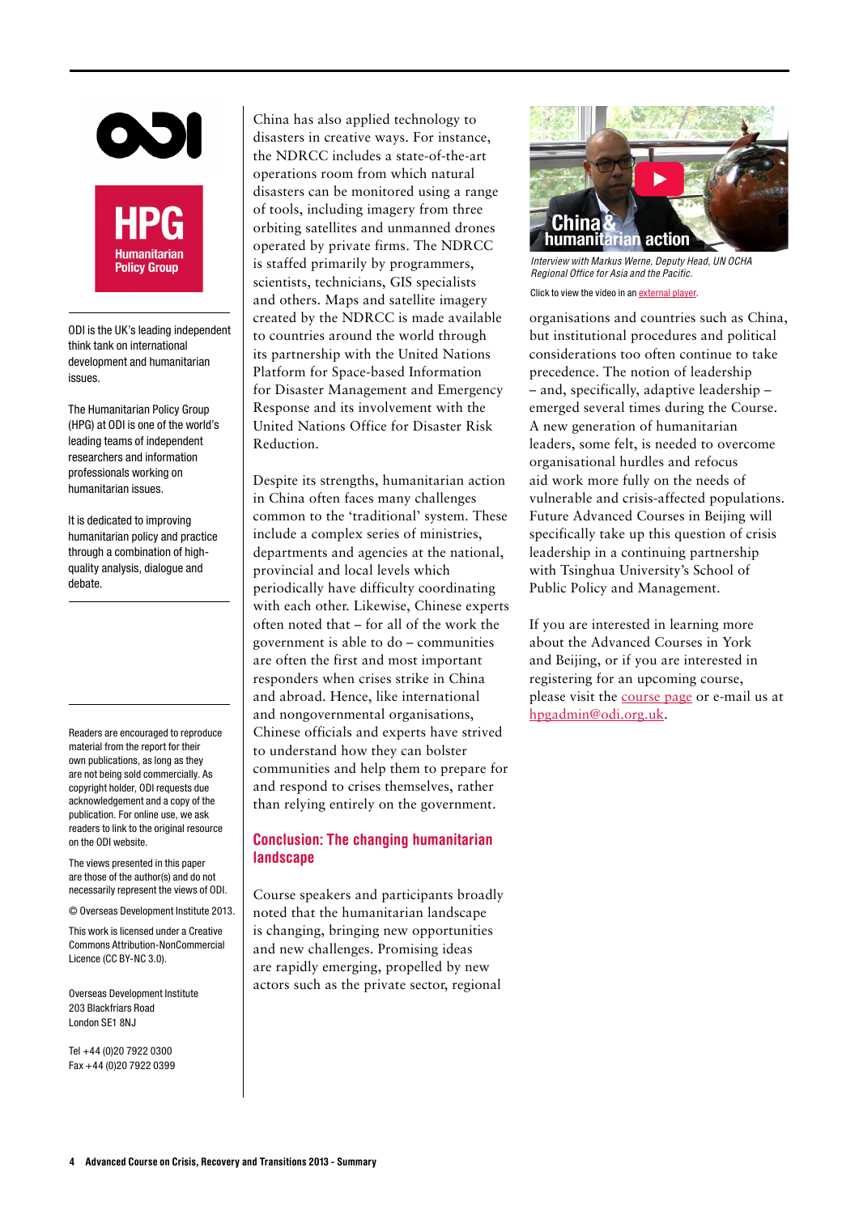ODI is the UK's leading independent think tank on international development and humanitarian issues.

The Humanitarian Policy Group (HPG) at ODI is one of the world's leading teams of independent researchers and information professionals working on humanitarian issues.

It is dedicated to improving humanitarian policy and practice through a combination of high-quality analysis, dialogue and debate.

Readers are encouraged to reproduce material from the report for their own publications, as long as they are not being sold commercially. As copyright holder, ODI requests due acknowledgement and a copy of the publication. For online use, we ask readers to link to the original resource on the ODI website.

The views presented in this paper are those of the author(s) and do not necessarily represent the views of ODI.

© Overseas Development Institute 2013.

This work is licensed under a Creative Commons Attribution-NonCommercial Licence (CC BY-NC 3.0).

Overseas Development Institute
203 Blackfriars Road
London SE1 8NJ

Tel +44 (0)20 7922 0300
Fax +44 (0)20 7922 0399

China has also applied technology to disasters in creative ways. For instance, the NDRCC includes a state-of-the-art operations room from which natural disasters can be monitored using a range of tools, including imagery from three orbiting satellites and unmanned drones operated by private firms. The NDRCC is staffed primarily by programmers, scientists, technicians, GIS specialists and others. Maps and satellite imagery created by the NDRCC is made available to countries around the world through its partnership with the United Nations Platform for Space-based Information for Disaster Management and Emergency Response and its involvement with the United Nations Office for Disaster Risk Reduction.

Despite its strengths, humanitarian action in China often faces many challenges common to the 'traditional' system. These include a complex series of ministries, departments and agencies at the national, provincial and local levels which periodically have difficulty coordinating with each other. Likewise, Chinese experts often noted that – for all of the work the government is able to do – communities are often the first and most important responders when crises strike in China and abroad. Hence, like international and nongovernmental organisations, Chinese officials and experts have strived to understand how they can bolster communities and help them to prepare for and respond to crises themselves, rather than relying entirely on the government.

## Conclusion: The changing humanitarian landscape

Course speakers and participants broadly noted that the humanitarian landscape is changing, bringing new opportunities and new challenges. Promising ideas are rapidly emerging, propelled by new actors such as the private sector, regional organisations and countries such as China, but institutional procedures and political considerations too often continue to take precedence. The notion of leadership – and, specifically, adaptive leadership – emerged several times during the Course. A new generation of humanitarian leaders, some felt, is needed to overcome organisational hurdles and refocus aid work more fully on the needs of vulnerable and crisis-affected populations. Future Advanced Courses in Beijing will specifically take up this question of crisis leadership in a continuing partnership with Tsinghua University's School of Public Policy and Management.

If you are interested in learning more about the Advanced Courses in York and Beijing, or if you are interested in registering for an upcoming course, please visit the course page or e-mail us at hpgadmin@odi.org.uk.

China & humanitarian action

*Interview with Markus Werne, Deputy Head, UN OCHA Regional Office for Asia and the Pacific.*

Click to view the video in an external player.